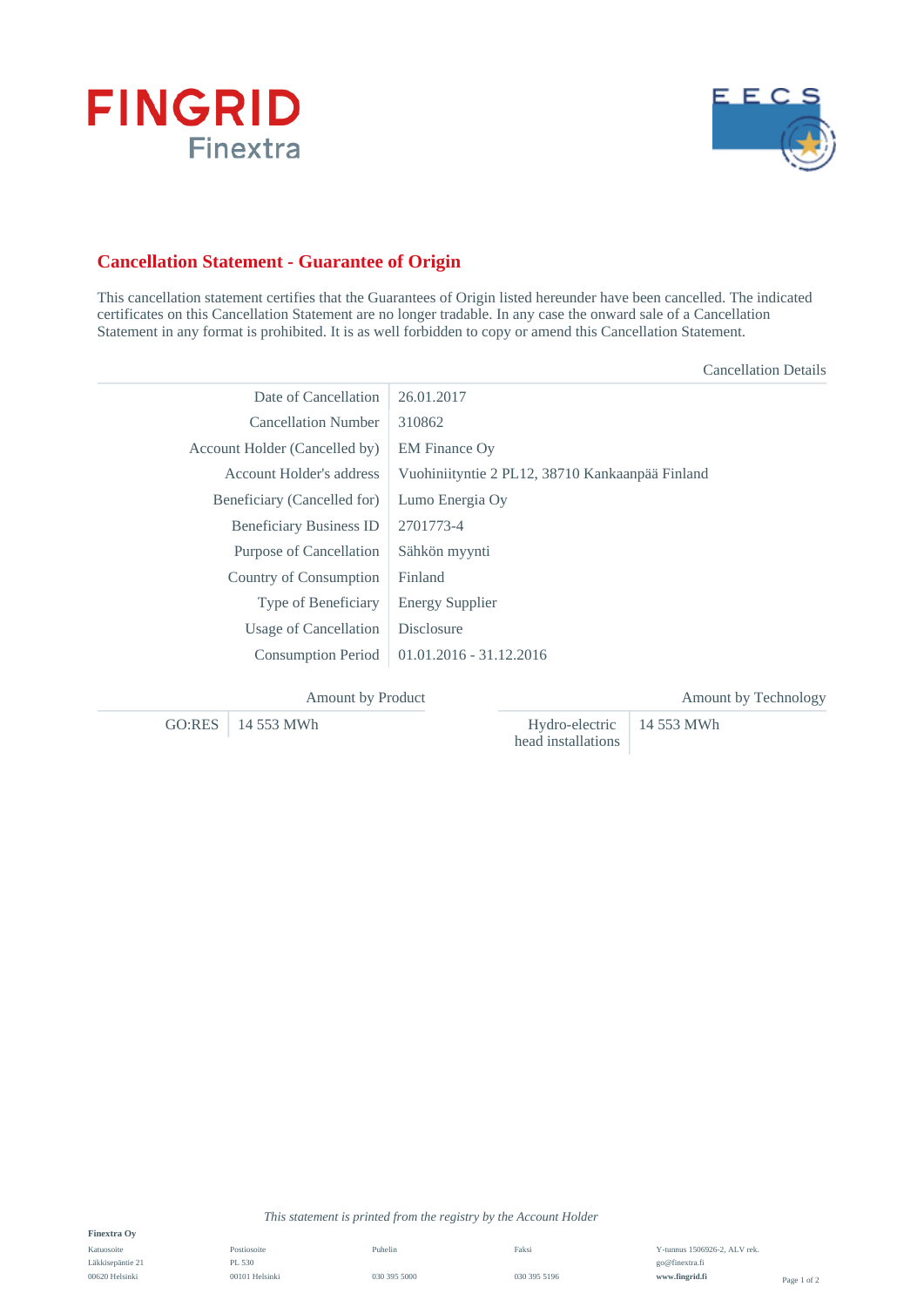FINGRID Finextra

EECS

## Cancellation Statement - Guarantee of Origin

This cancellation statement certifies that the Guarantees of Origin listed hereunder have been cancelled. The indicated certificates on this Cancellation Statement are no longer tradable. In any case the onward sale of a Cancellation Statement in any format is prohibited. It is as well forbidden to copy or amend this Cancellation Statement.

| Cancellation Details | |
|---|---|
| Date of Cancellation | 26.01.2017 |
| Cancellation Number | 310862 |
| Account Holder (Cancelled by) | EM Finance Oy |
| Account Holder's address | Vuohiniityntie 2 PL12, 38710 Kankaanpää Finland |
| Beneficiary (Cancelled for) | Lumo Energia Oy |
| Beneficiary Business ID | 2701773-4 |
| Purpose of Cancellation | Sähkön myynti |
| Country of Consumption | Finland |
| Type of Beneficiary | Energy Supplier |
| Usage of Cancellation | Disclosure |
| Consumption Period | 01.01.2016 - 31.12.2016 |

| Amount by Product | |
|---|---|
| GO:RES | 14 553 MWh |

| Amount by Technology | |
|---|---|
| Hydro-electric head installations | 14 553 MWh |

*This statement is printed from the registry by the Account Holder*

**Finextra Oy**

| Katuosoite | Postiosoite | Puhelin | Faksi | Y-tunnus 1506926-2, ALV rek. |
|---|---|---|---|---|
| Läkkisepäntie 21 | PL 530 | | | go@finextra.fi |
| 00620 Helsinki | 00101 Helsinki | 030 395 5000 | 030 395 5196 | **www.fingrid.fi** |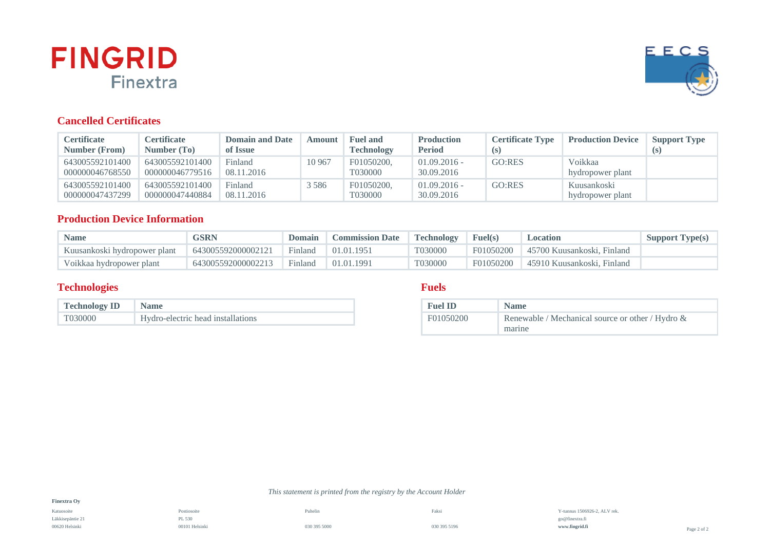FINGRID
Finextra

## Cancelled Certificates

| Certificate Number (From) | Certificate Number (To) | Domain and Date of Issue | Amount | Fuel and Technology | Production Period | Certificate Type (s) | Production Device | Support Type (s) |
|---|---|---|---|---|---|---|---|---|
| 643005592101400 000000046768550 | 643005592101400 000000046779516 | Finland 08.11.2016 | 10 967 | F01050200, T030000 | 01.09.2016 - 30.09.2016 | GO:RES | Voikkaa hydropower plant | |
| 643005592101400 000000047437299 | 643005592101400 000000047440884 | Finland 08.11.2016 | 3 586 | F01050200, T030000 | 01.09.2016 - 30.09.2016 | GO:RES | Kuusankoski hydropower plant | |

## Production Device Information

| Name | GSRN | Domain | Commission Date | Technology | Fuel(s) | Location | Support Type(s) |
|---|---|---|---|---|---|---|---|
| Kuusankoski hydropower plant | 643005592000002121 | Finland | 01.01.1951 | T030000 | F01050200 | 45700 Kuusankoski, Finland | |
| Voikkaa hydropower plant | 643005592000002213 | Finland | 01.01.1991 | T030000 | F01050200 | 45910 Kuusankoski, Finland | |

## Technologies

| Technology ID | Name |
|---|---|
| T030000 | Hydro-electric head installations |

## Fuels

| Fuel ID | Name |
|---|---|
| F01050200 | Renewable / Mechanical source or other / Hydro & marine |

*This statement is printed from the registry by the Account Holder*

**Finextra Oy**

Katuosoite
Läkkisepäntie 21
00620 Helsinki

Postiosoite
PL 530
00101 Helsinki

Puhelin
030 395 5000

Faksi
030 395 5196

Y-tunnus 1506926-2, ALV rek.
go@finextra.fi
**www.fingrid.fi**